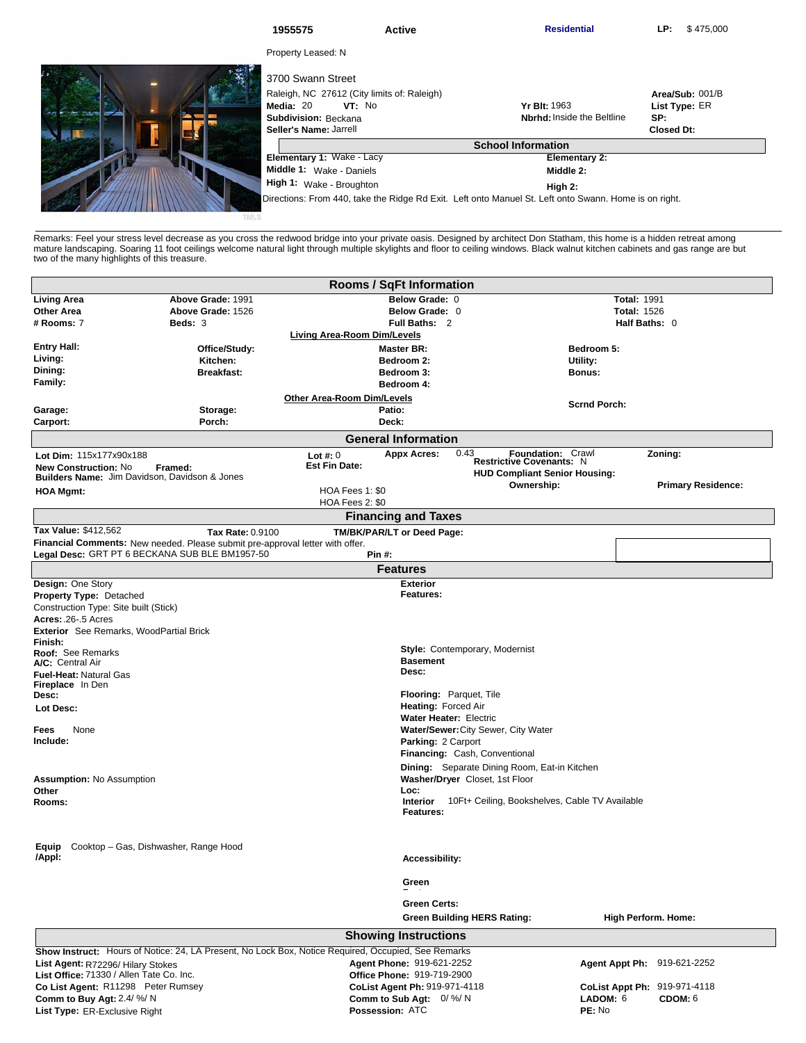**1955575** | **Active** | **Residential** | **LP:** $ 475,000

Property Leased: N

3700 Swann Street

Raleigh, NC 27612 (City limits of: Raleigh)

**Media:** 20 **VT:** No

**Subdivision:** Beckana

**Seller's Name:** Jarrell

**Yr Blt:** 1963

**Nbrhd:** Inside the Beltline

**Area/Sub:** 001/B

**List Type:** ER

**SP:**

**Closed Dt:**

## School Information

| | | | |
|---|---|---|---|
| **Elementary 1:** | Wake - Lacy | **Elementary 2:** | |
| **Middle 1:** | Wake - Daniels | **Middle 2:** | |
| **High 1:** | Wake - Broughton | **High 2:** | |

Directions: From 440, take the Ridge Rd Exit. Left onto Manuel St. Left onto Swann. Home is on right.

Remarks: Feel your stress level decrease as you cross the redwood bridge into your private oasis. Designed by architect Don Statham, this home is a hidden retreat among mature landscaping. Soaring 11 foot ceilings welcome natural light through multiple skylights and floor to ceiling windows. Black walnut kitchen cabinets and gas range are but two of the many highlights of this treasure.

## Rooms / SqFt Information

| | | | |
|---|---|---|---|
| **Living Area** | **Above Grade:** 1991 | **Below Grade:** 0 | **Total:** 1991 |
| **Other Area** | **Above Grade:** 1526 | **Below Grade:** 0 | **Total:** 1526 |
| **# Rooms:** 7 | **Beds:** 3 | **Full Baths:** 2 | **Half Baths:** 0 |

**Living Area-Room Dim/Levels**

| | | | |
|---|---|---|---|
| **Entry Hall:** | **Office/Study:** | **Master BR:** | **Bedroom 5:** |
| **Living:** | **Kitchen:** | **Bedroom 2:** | **Utility:** |
| **Dining:** | **Breakfast:** | **Bedroom 3:** | **Bonus:** |
| **Family:** | | **Bedroom 4:** | |

**Other Area-Room Dim/Levels**

| | | | |
|---|---|---|---|
| **Garage:** | **Storage:** | **Patio:** | **Scrnd Porch:** |
| **Carport:** | **Porch:** | **Deck:** | |

## General Information

**Lot Dim:** 115x177x90x188

**New Construction:** No **Framed:**

**Builders Name:** Jim Davidson, Davidson & Jones

**HOA Mgmt:**

**Lot #:** 0

**Est Fin Date:**

HOA Fees 1: $0

HOA Fees 2: $0

**Appx Acres:** 0.43

**Foundation:** Crawl

**Restrictive Covenants:** N

**HUD Compliant Senior Housing:**

**Ownership:**

**Zoning:**

**Primary Residence:**

## Financing and Taxes

**Tax Value:** $412,562 **Tax Rate:** 0.9100 **TM/BK/PAR/LT or Deed Page:**

**Financial Comments:** New needed. Please submit pre-approval letter with offer.

**Legal Desc:** GRT PT 6 BECKANA SUB BLE BM1957-50 **Pin #:**

## Features

**Design:** One Story

**Property Type:** Detached

Construction Type: Site built (Stick)

**Acres:** .26-.5 Acres

**Exterior Finish:** See Remarks, WoodPartial Brick

**Roof:** See Remarks

**A/C:** Central Air

**Fuel-Heat:** Natural Gas

**Fireplace Desc:** In Den

**Lot Desc:**

**Fees Include:** None

**Assumption:** No Assumption

**Other Rooms:**

**Equip /Appl:** Cooktop – Gas, Dishwasher, Range Hood

**Exterior Features:**

**Style:** Contemporary, Modernist

**Basement Desc:**

**Flooring:** Parquet, Tile

**Heating:** Forced Air

**Water Heater:** Electric

**Water/Sewer:** City Sewer, City Water

**Parking:** 2 Carport

**Financing:** Cash, Conventional

**Dining:** Separate Dining Room, Eat-in Kitchen

**Washer/Dryer Loc:** Closet, 1st Floor

**Interior Features:** 10Ft+ Ceiling, Bookshelves, Cable TV Available

**Accessibility:**

**Green Features:**

**Green Certs:**

**Green Building HERS Rating:**

**High Perform. Home:**

## Showing Instructions

**Show Instruct:** Hours of Notice: 24, LA Present, No Lock Box, Notice Required, Occupied, See Remarks

| | | |
|---|---|---|
| **List Agent:** R72296/ Hilary Stokes | **Agent Phone:** 919-621-2252 | **Agent Appt Ph:** 919-621-2252 |
| **List Office:** 71330 / Allen Tate Co. Inc. | **Office Phone:** 919-719-2900 | |
| **Co List Agent:** R11298 Peter Rumsey | **CoList Agent Ph:** 919-971-4118 | **CoList Appt Ph:** 919-971-4118 |
| **Comm to Buy Agt:** 2.4/ %/ N | **Comm to Sub Agt:** 0/ %/ N | **LADOM:** 6 **CDOM:** 6 |
| **List Type:** ER-Exclusive Right | **Possession:** ATC | **PE:** No |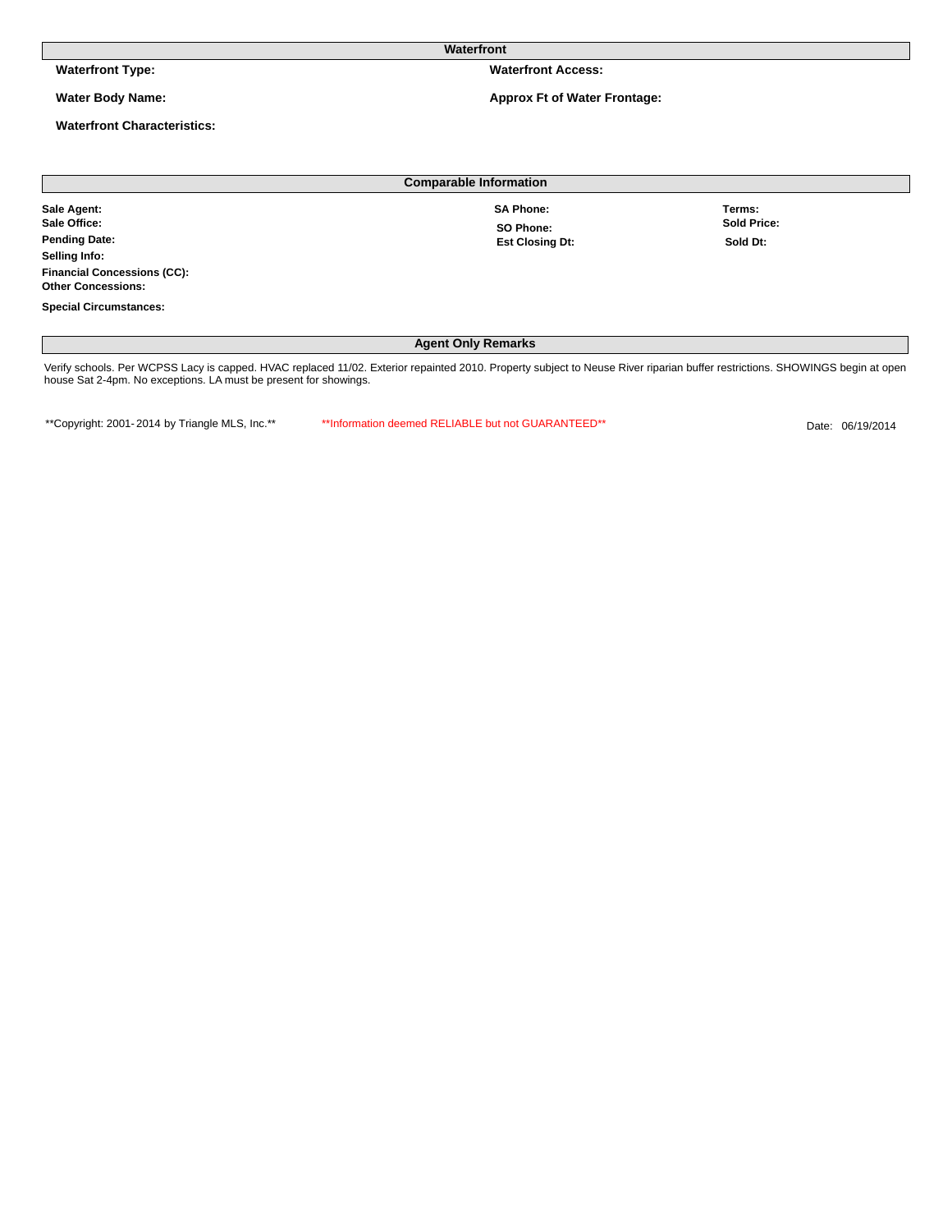## Waterfront

**Waterfront Type:**

**Waterfront Access:**

**Water Body Name:**

**Approx Ft of Water Frontage:**

**Waterfront Characteristics:**

## Comparable Information

**Sale Agent:**

**SA Phone:**

**Terms:**

**Sale Office:**

**SO Phone:**

**Sold Price:**

**Pending Date:**

**Est Closing Dt:**

**Sold Dt:**

**Selling Info:**

**Financial Concessions (CC):**

**Other Concessions:**

**Special Circumstances:**

## Agent Only Remarks

Verify schools. Per WCPSS Lacy is capped. HVAC replaced 11/02. Exterior repainted 2010. Property subject to Neuse River riparian buffer restrictions. SHOWINGS begin at open house Sat 2-4pm. No exceptions. LA must be present for showings.

**Copyright: 2001- 2014 by Triangle MLS, Inc.** **Information deemed RELIABLE but not GUARANTEED** Date: 06/19/2014